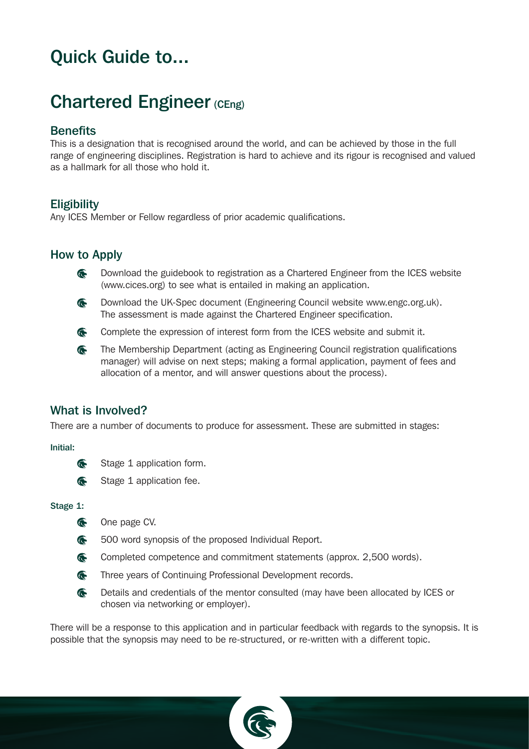# Quick Guide to...

# Chartered Engineer (CEng)

## Benefits

This is a designation that is recognised around the world, and can be achieved by those in the full range of engineering disciplines. Registration is hard to achieve and its rigour is recognised and valued as a hallmark for all those who hold it.

## Eligibility

Any ICES Member or Fellow regardless of prior academic qualifications.

## How to Apply

- Download the guidebook to registration as a Chartered Engineer from the ICES website (www.cices.org) to see what is entailed in making an application.
- Download the UK-Spec document (Engineering Council website www.engc.org.uk). The assessment is made against the Chartered Engineer specification.
- Complete the expression of interest form from the ICES website and submit it.
- The Membership Department (acting as Engineering Council registration qualifications manager) will advise on next steps; making a formal application, payment of fees and allocation of a mentor, and will answer questions about the process).

## What is Involved?

There are a number of documents to produce for assessment. These are submitted in stages:

**Initial:**

- Stage 1 application form.
- Stage 1 application fee.

**Stage 1:**

- One page CV.
- 500 word synopsis of the proposed Individual Report.
- Completed competence and commitment statements (approx. 2,500 words).
- Three years of Continuing Professional Development records.
- Details and credentials of the mentor consulted (may have been allocated by ICES or chosen via networking or employer).

There will be a response to this application and in particular feedback with regards to the synopsis. It is possible that the synopsis may need to be re-structured, or re-written with a different topic.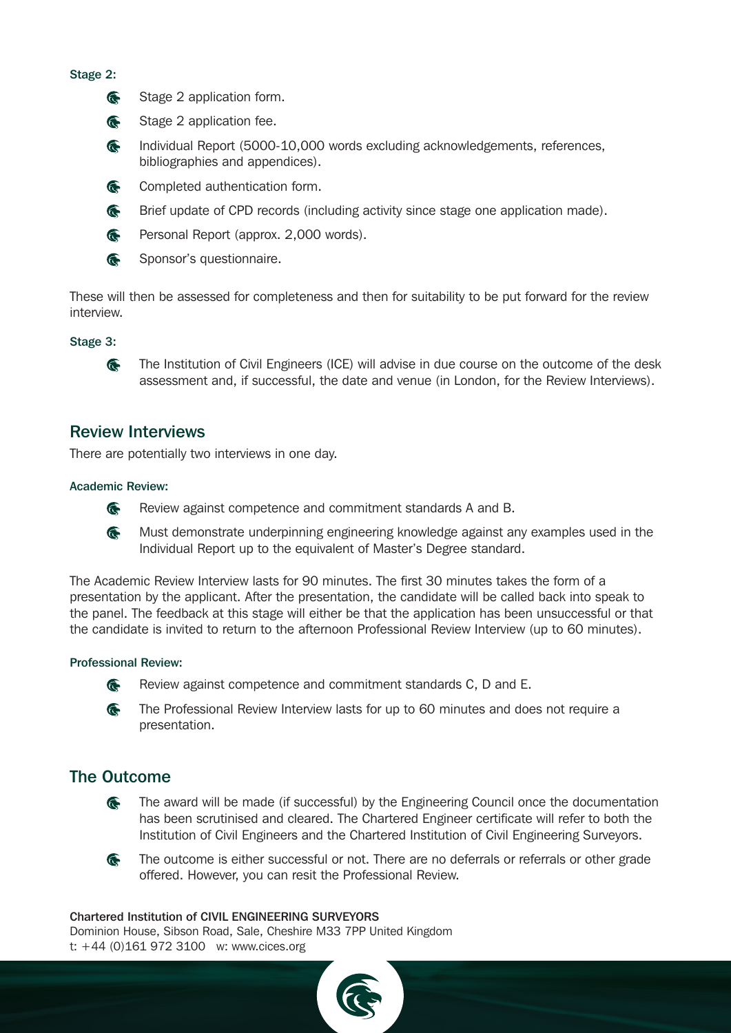**Stage 2:**

- Stage 2 application form.
- Stage 2 application fee.
- Individual Report (5000-10,000 words excluding acknowledgements, references, bibliographies and appendices).
- Completed authentication form.
- Brief update of CPD records (including activity since stage one application made).
- Personal Report (approx. 2,000 words).
- Sponsor's questionnaire.

These will then be assessed for completeness and then for suitability to be put forward for the review interview.

**Stage 3:**

- The Institution of Civil Engineers (ICE) will advise in due course on the outcome of the desk assessment and, if successful, the date and venue (in London, for the Review Interviews).

## Review Interviews

There are potentially two interviews in one day.

**Academic Review:**

- Review against competence and commitment standards A and B.
- Must demonstrate underpinning engineering knowledge against any examples used in the Individual Report up to the equivalent of Master's Degree standard.

The Academic Review Interview lasts for 90 minutes. The first 30 minutes takes the form of a presentation by the applicant. After the presentation, the candidate will be called back into speak to the panel. The feedback at this stage will either be that the application has been unsuccessful or that the candidate is invited to return to the afternoon Professional Review Interview (up to 60 minutes).

**Professional Review:**

- Review against competence and commitment standards C, D and E.
- The Professional Review Interview lasts for up to 60 minutes and does not require a presentation.

## The Outcome

- The award will be made (if successful) by the Engineering Council once the documentation has been scrutinised and cleared. The Chartered Engineer certificate will refer to both the Institution of Civil Engineers and the Chartered Institution of Civil Engineering Surveyors.
- The outcome is either successful or not. There are no deferrals or referrals or other grade offered. However, you can resit the Professional Review.

**Chartered Institution of CIVIL ENGINEERING SURVEYORS**
Dominion House, Sibson Road, Sale, Cheshire M33 7PP United Kingdom
t: +44 (0)161 972 3100 w: www.cices.org